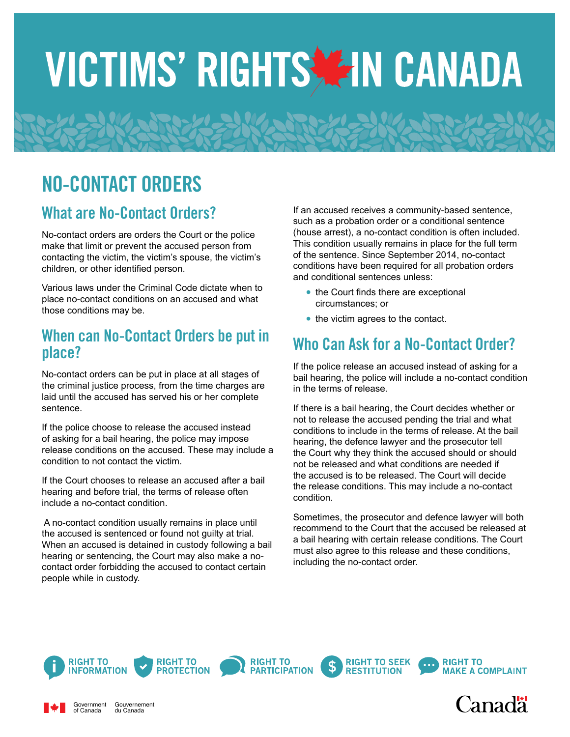# VICTIMS' RIGHTS IN CANADA

## NO-CONTACT ORDERS

### What are No-Contact Orders?

No-contact orders are orders the Court or the police make that limit or prevent the accused person from contacting the victim, the victim's spouse, the victim's children, or other identified person.

Various laws under the Criminal Code dictate when to place no-contact conditions on an accused and what those conditions may be.

### When can No-Contact Orders be put in place?

No-contact orders can be put in place at all stages of the criminal justice process, from the time charges are laid until the accused has served his or her complete sentence.

If the police choose to release the accused instead of asking for a bail hearing, the police may impose release conditions on the accused. These may include a condition to not contact the victim.

If the Court chooses to release an accused after a bail hearing and before trial, the terms of release often include a no-contact condition.

A no-contact condition usually remains in place until the accused is sentenced or found not guilty at trial. When an accused is detained in custody following a bail hearing or sentencing, the Court may also make a no-contact order forbidding the accused to contact certain people while in custody.

If an accused receives a community-based sentence, such as a probation order or a conditional sentence (house arrest), a no-contact condition is often included. This condition usually remains in place for the full term of the sentence. Since September 2014, no-contact conditions have been required for all probation orders and conditional sentences unless:

- the Court finds there are exceptional circumstances; or
- the victim agrees to the contact.

### Who Can Ask for a No-Contact Order?

If the police release an accused instead of asking for a bail hearing, the police will include a no-contact condition in the terms of release.

If there is a bail hearing, the Court decides whether or not to release the accused pending the trial and what conditions to include in the terms of release. At the bail hearing, the defence lawyer and the prosecutor tell the Court why they think the accused should or should not be released and what conditions are needed if the accused is to be released. The Court will decide the release conditions. This may include a no-contact condition.

Sometimes, the prosecutor and defence lawyer will both recommend to the Court that the accused be released at a bail hearing with certain release conditions. The Court must also agree to this release and these conditions, including the no-contact order.

RIGHT TO INFORMATION | RIGHT TO PROTECTION | RIGHT TO PARTICIPATION | RIGHT TO SEEK RESTITUTION | RIGHT TO MAKE A COMPLAINT

Government of Canada / Gouvernement du Canada

Canada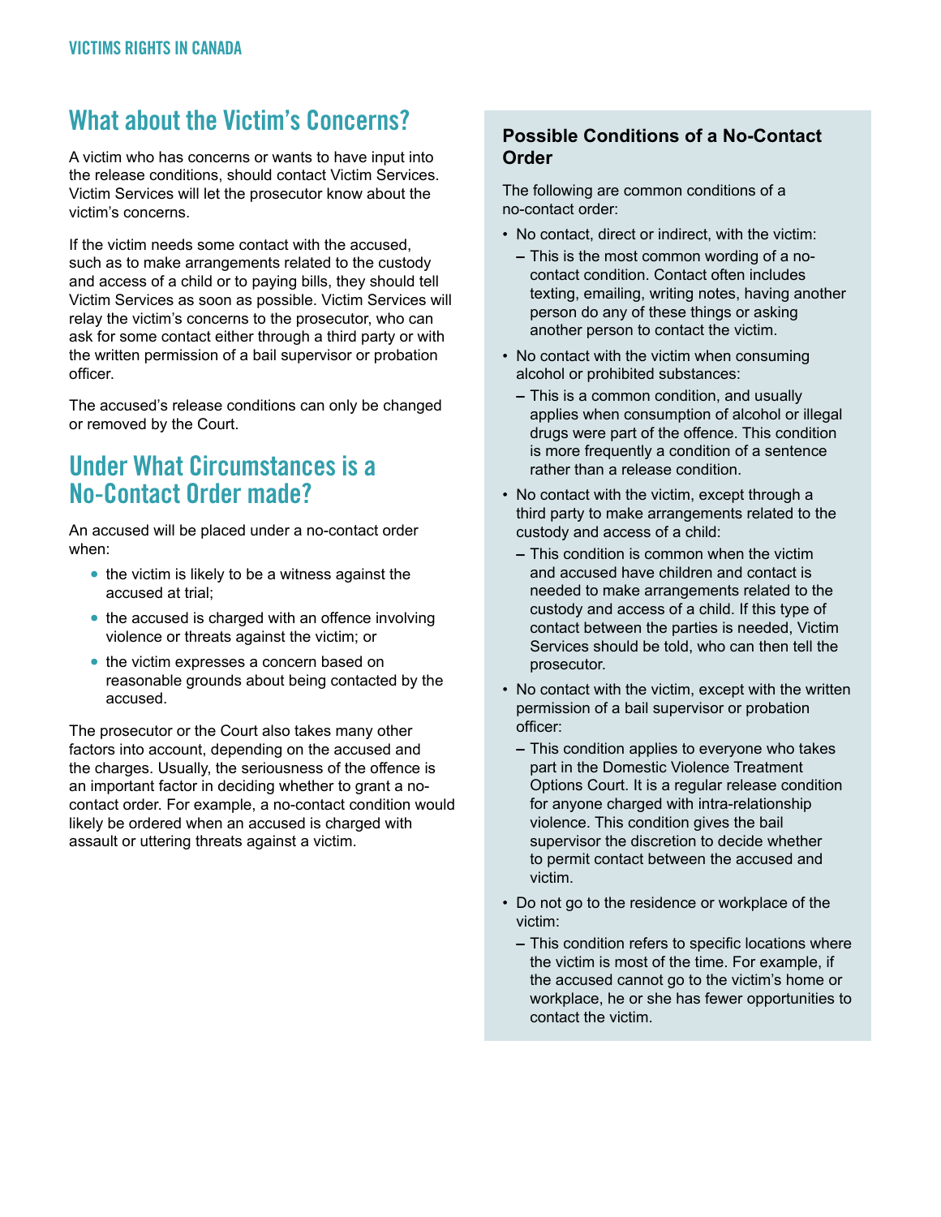## What about the Victim's Concerns?

A victim who has concerns or wants to have input into the release conditions, should contact Victim Services. Victim Services will let the prosecutor know about the victim's concerns.

If the victim needs some contact with the accused, such as to make arrangements related to the custody and access of a child or to paying bills, they should tell Victim Services as soon as possible. Victim Services will relay the victim's concerns to the prosecutor, who can ask for some contact either through a third party or with the written permission of a bail supervisor or probation officer.

The accused's release conditions can only be changed or removed by the Court.

## Under What Circumstances is a No-Contact Order made?

An accused will be placed under a no-contact order when:

- the victim is likely to be a witness against the accused at trial;
- the accused is charged with an offence involving violence or threats against the victim; or
- the victim expresses a concern based on reasonable grounds about being contacted by the accused.

The prosecutor or the Court also takes many other factors into account, depending on the accused and the charges. Usually, the seriousness of the offence is an important factor in deciding whether to grant a no-contact order. For example, a no-contact condition would likely be ordered when an accused is charged with assault or uttering threats against a victim.

### Possible Conditions of a No-Contact Order

The following are common conditions of a no-contact order:

- No contact, direct or indirect, with the victim:
  - This is the most common wording of a no-contact condition. Contact often includes texting, emailing, writing notes, having another person do any of these things or asking another person to contact the victim.
- No contact with the victim when consuming alcohol or prohibited substances:
  - This is a common condition, and usually applies when consumption of alcohol or illegal drugs were part of the offence. This condition is more frequently a condition of a sentence rather than a release condition.
- No contact with the victim, except through a third party to make arrangements related to the custody and access of a child:
  - This condition is common when the victim and accused have children and contact is needed to make arrangements related to the custody and access of a child. If this type of contact between the parties is needed, Victim Services should be told, who can then tell the prosecutor.
- No contact with the victim, except with the written permission of a bail supervisor or probation officer:
  - This condition applies to everyone who takes part in the Domestic Violence Treatment Options Court. It is a regular release condition for anyone charged with intra-relationship violence. This condition gives the bail supervisor the discretion to decide whether to permit contact between the accused and victim.
- Do not go to the residence or workplace of the victim:
  - This condition refers to specific locations where the victim is most of the time. For example, if the accused cannot go to the victim's home or workplace, he or she has fewer opportunities to contact the victim.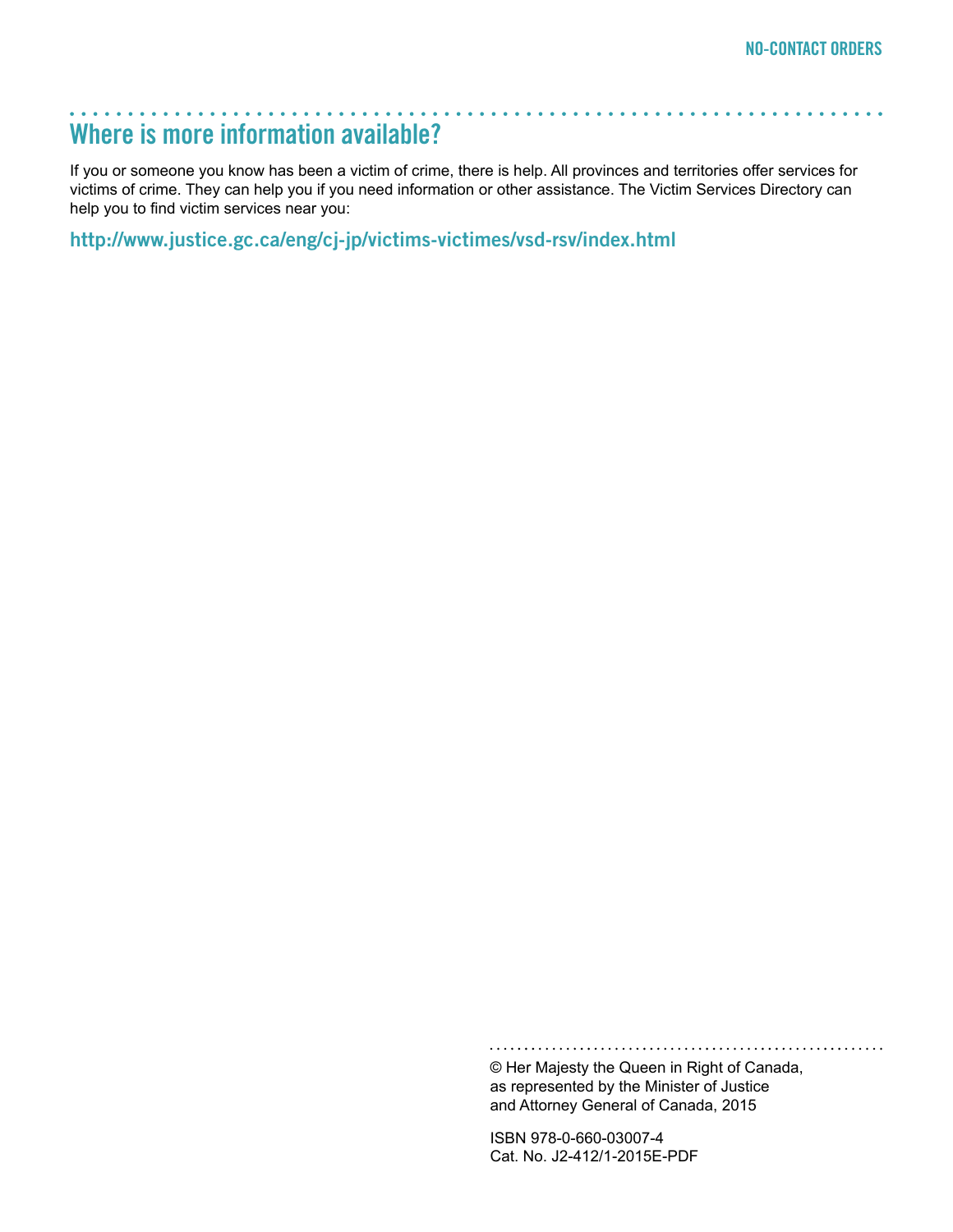## Where is more information available?

If you or someone you know has been a victim of crime, there is help. All provinces and territories offer services for victims of crime. They can help you if you need information or other assistance. The Victim Services Directory can help you to find victim services near you:

**http://www.justice.gc.ca/eng/cj-jp/victims-victimes/vsd-rsv/index.html**

© Her Majesty the Queen in Right of Canada,
as represented by the Minister of Justice
and Attorney General of Canada, 2015

ISBN 978-0-660-03007-4
Cat. No. J2-412/1-2015E-PDF